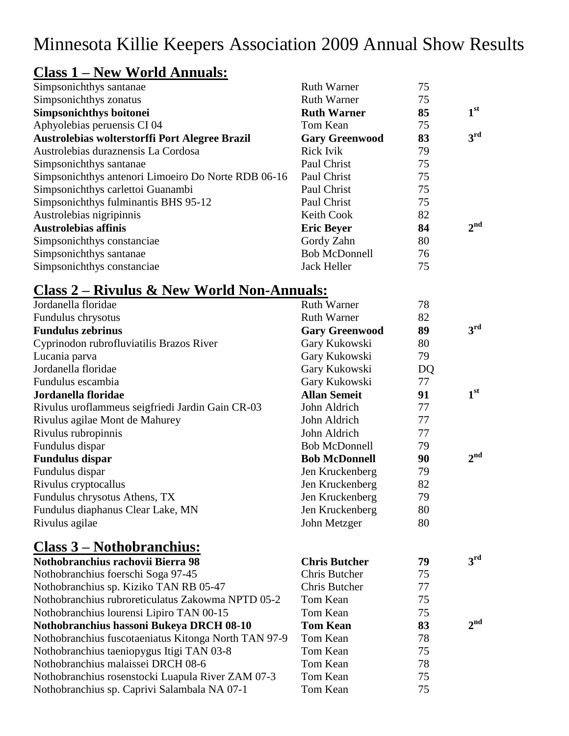# Minnesota Killie Keepers Association 2009 Annual Show Results

## Class 1 – New World Annuals:

| Species | Exhibitor | Score | Place |
|---|---|---|---|
| Simpsonichthys santanae | Ruth Warner | 75 | |
| Simpsonichthys zonatus | Ruth Warner | 75 | |
| **Simpsonichthys boitonei** | **Ruth Warner** | **85** | **1st** |
| Aphyolebias peruensis CI 04 | Tom Kean | 75 | |
| **Austrolebias wolterstorffi Port Alegree Brazil** | **Gary Greenwood** | **83** | **3rd** |
| Austrolebias duraznensis La Cordosa | Rick Ivik | 79 | |
| Simpsonichthys santanae | Paul Christ | 75 | |
| Simpsonichthys antenori Limoeiro Do Norte RDB 06-16 | Paul Christ | 75 | |
| Simpsonichthys carlettoi Guanambi | Paul Christ | 75 | |
| Simpsonichthys fulminantis BHS 95-12 | Paul Christ | 75 | |
| Austrolebias nigripinnis | Keith Cook | 82 | |
| **Austrolebias affinis** | **Eric Beyer** | **84** | **2nd** |
| Simpsonichthys constanciae | Gordy Zahn | 80 | |
| Simpsonichthys santanae | Bob McDonnell | 76 | |
| Simpsonichthys constanciae | Jack Heller | 75 | |

## Class 2 – Rivulus & New World Non-Annuals:

| Species | Exhibitor | Score | Place |
|---|---|---|---|
| Jordanella floridae | Ruth Warner | 78 | |
| Fundulus chrysotus | Ruth Warner | 82 | |
| **Fundulus zebrinus** | **Gary Greenwood** | **89** | **3rd** |
| Cyprinodon rubrofluviatilis Brazos River | Gary Kukowski | 80 | |
| Lucania parva | Gary Kukowski | 79 | |
| Jordanella floridae | Gary Kukowski | DQ | |
| Fundulus escambia | Gary Kukowski | 77 | |
| **Jordanella floridae** | **Allan Semeit** | **91** | **1st** |
| Rivulus uroflammeus seigfriedi Jardin Gain CR-03 | John Aldrich | 77 | |
| Rivulus agilae Mont de Mahurey | John Aldrich | 77 | |
| Rivulus rubropinnis | John Aldrich | 77 | |
| Fundulus dispar | Bob McDonnell | 79 | |
| **Fundulus dispar** | **Bob McDonnell** | **90** | **2nd** |
| Fundulus dispar | Jen Kruckenberg | 79 | |
| Rivulus cryptocallus | Jen Kruckenberg | 82 | |
| Fundulus chrysotus Athens, TX | Jen Kruckenberg | 79 | |
| Fundulus diaphanus Clear Lake, MN | Jen Kruckenberg | 80 | |
| Rivulus agilae | John Metzger | 80 | |

## Class 3 – Nothobranchius:

| Species | Exhibitor | Score | Place |
|---|---|---|---|
| **Nothobranchius rachovii Bierra 98** | **Chris Butcher** | **79** | **3rd** |
| Nothobranchius foerschi Soga 97-45 | Chris Butcher | 75 | |
| Nothobranchius sp. Kiziko TAN RB 05-47 | Chris Butcher | 77 | |
| Nothobranchius rubroreticulatus Zakowma NPTD 05-2 | Tom Kean | 75 | |
| Nothobranchius lourensi Lipiro TAN 00-15 | Tom Kean | 75 | |
| **Nothobranchius hassoni Bukeya DRCH 08-10** | **Tom Kean** | **83** | **2nd** |
| Nothobranchius fuscotaeniatus Kitonga North TAN 97-9 | Tom Kean | 78 | |
| Nothobranchius taeniopygus Itigi TAN 03-8 | Tom Kean | 75 | |
| Nothobranchius malaissei DRCH 08-6 | Tom Kean | 78 | |
| Nothobranchius rosenstocki Luapula River ZAM 07-3 | Tom Kean | 75 | |
| Nothobranchius sp. Caprivi Salambala NA 07-1 | Tom Kean | 75 | |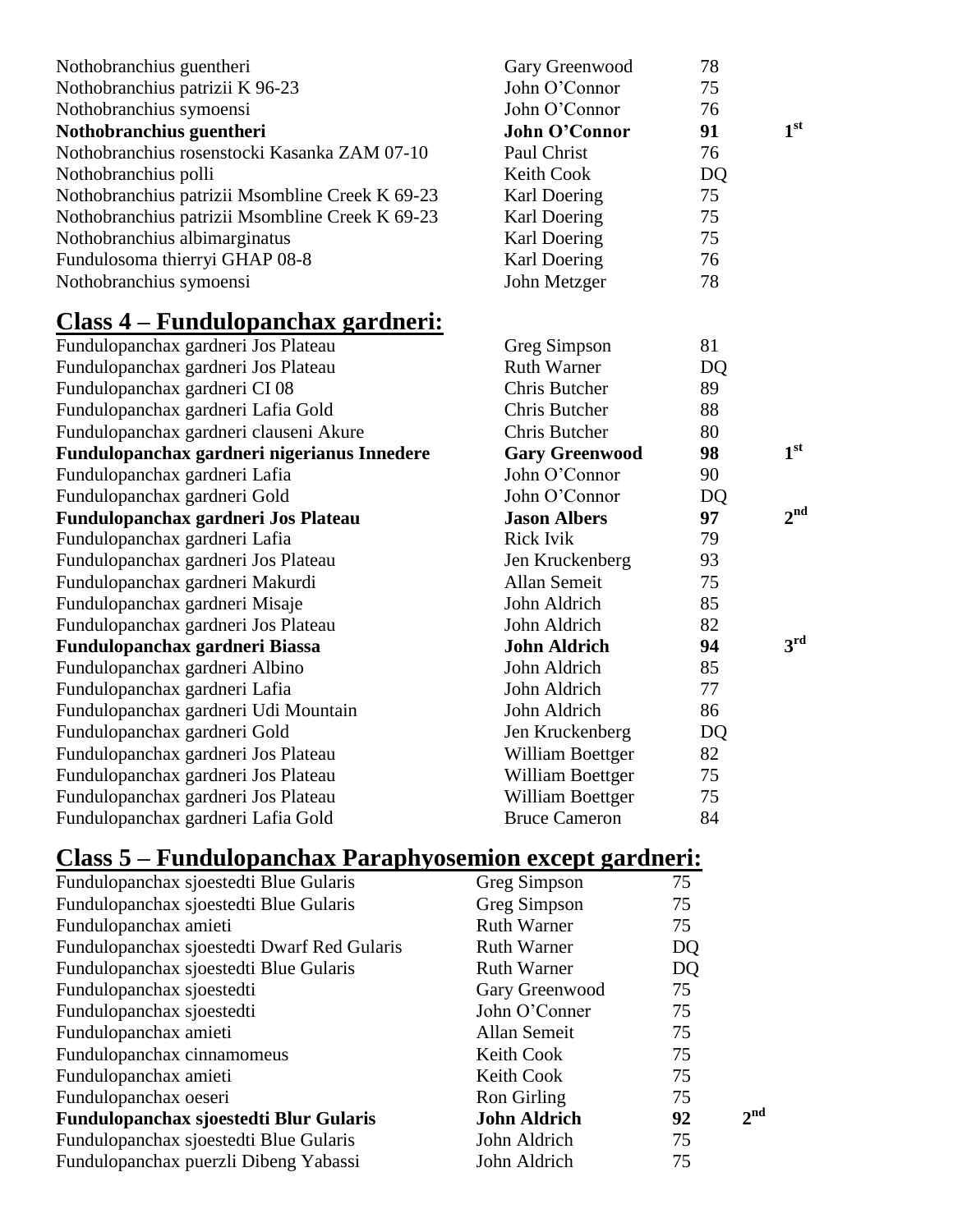| | | | |
|---|---|---|---|
| Nothobranchius guentheri | Gary Greenwood | 78 | |
| Nothobranchius patrizii K 96-23 | John O'Connor | 75 | |
| Nothobranchius symoensi | John O'Connor | 76 | |
| **Nothobranchius guentheri** | **John O'Connor** | **91** | **1st** |
| Nothobranchius rosenstocki Kasanka ZAM 07-10 | Paul Christ | 76 | |
| Nothobranchius polli | Keith Cook | DQ | |
| Nothobranchius patrizii Msombline Creek K 69-23 | Karl Doering | 75 | |
| Nothobranchius patrizii Msombline Creek K 69-23 | Karl Doering | 75 | |
| Nothobranchius albimarginatus | Karl Doering | 75 | |
| Fundulosoma thierryi GHAP 08-8 | Karl Doering | 76 | |
| Nothobranchius symoensi | John Metzger | 78 | |

## Class 4 – Fundulopanchax gardneri:

| | | | |
|---|---|---|---|
| Fundulopanchax gardneri Jos Plateau | Greg Simpson | 81 | |
| Fundulopanchax gardneri Jos Plateau | Ruth Warner | DQ | |
| Fundulopanchax gardneri CI 08 | Chris Butcher | 89 | |
| Fundulopanchax gardneri Lafia Gold | Chris Butcher | 88 | |
| Fundulopanchax gardneri clauseni Akure | Chris Butcher | 80 | |
| **Fundulopanchax gardneri nigerianus Innedere** | **Gary Greenwood** | **98** | **1st** |
| Fundulopanchax gardneri Lafia | John O'Connor | 90 | |
| Fundulopanchax gardneri Gold | John O'Connor | DQ | |
| **Fundulopanchax gardneri Jos Plateau** | **Jason Albers** | **97** | **2nd** |
| Fundulopanchax gardneri Lafia | Rick Ivik | 79 | |
| Fundulopanchax gardneri Jos Plateau | Jen Kruckenberg | 93 | |
| Fundulopanchax gardneri Makurdi | Allan Semeit | 75 | |
| Fundulopanchax gardneri Misaje | John Aldrich | 85 | |
| Fundulopanchax gardneri Jos Plateau | John Aldrich | 82 | |
| **Fundulopanchax gardneri Biassa** | **John Aldrich** | **94** | **3rd** |
| Fundulopanchax gardneri Albino | John Aldrich | 85 | |
| Fundulopanchax gardneri Lafia | John Aldrich | 77 | |
| Fundulopanchax gardneri Udi Mountain | John Aldrich | 86 | |
| Fundulopanchax gardneri Gold | Jen Kruckenberg | DQ | |
| Fundulopanchax gardneri Jos Plateau | William Boettger | 82 | |
| Fundulopanchax gardneri Jos Plateau | William Boettger | 75 | |
| Fundulopanchax gardneri Jos Plateau | William Boettger | 75 | |
| Fundulopanchax gardneri Lafia Gold | Bruce Cameron | 84 | |

## Class 5 – Fundulopanchax Paraphyosemion except gardneri:

| | | | |
|---|---|---|---|
| Fundulopanchax sjoestedti Blue Gularis | Greg Simpson | 75 | |
| Fundulopanchax sjoestedti Blue Gularis | Greg Simpson | 75 | |
| Fundulopanchax amieti | Ruth Warner | 75 | |
| Fundulopanchax sjoestedti Dwarf Red Gularis | Ruth Warner | DQ | |
| Fundulopanchax sjoestedti Blue Gularis | Ruth Warner | DQ | |
| Fundulopanchax sjoestedti | Gary Greenwood | 75 | |
| Fundulopanchax sjoestedti | John O'Conner | 75 | |
| Fundulopanchax amieti | Allan Semeit | 75 | |
| Fundulopanchax cinnamomeus | Keith Cook | 75 | |
| Fundulopanchax amieti | Keith Cook | 75 | |
| Fundulopanchax oeseri | Ron Girling | 75 | |
| **Fundulopanchax sjoestedti Blur Gularis** | **John Aldrich** | **92** | **2nd** |
| Fundulopanchax sjoestedti Blue Gularis | John Aldrich | 75 | |
| Fundulopanchax puerzli Dibeng Yabassi | John Aldrich | 75 | |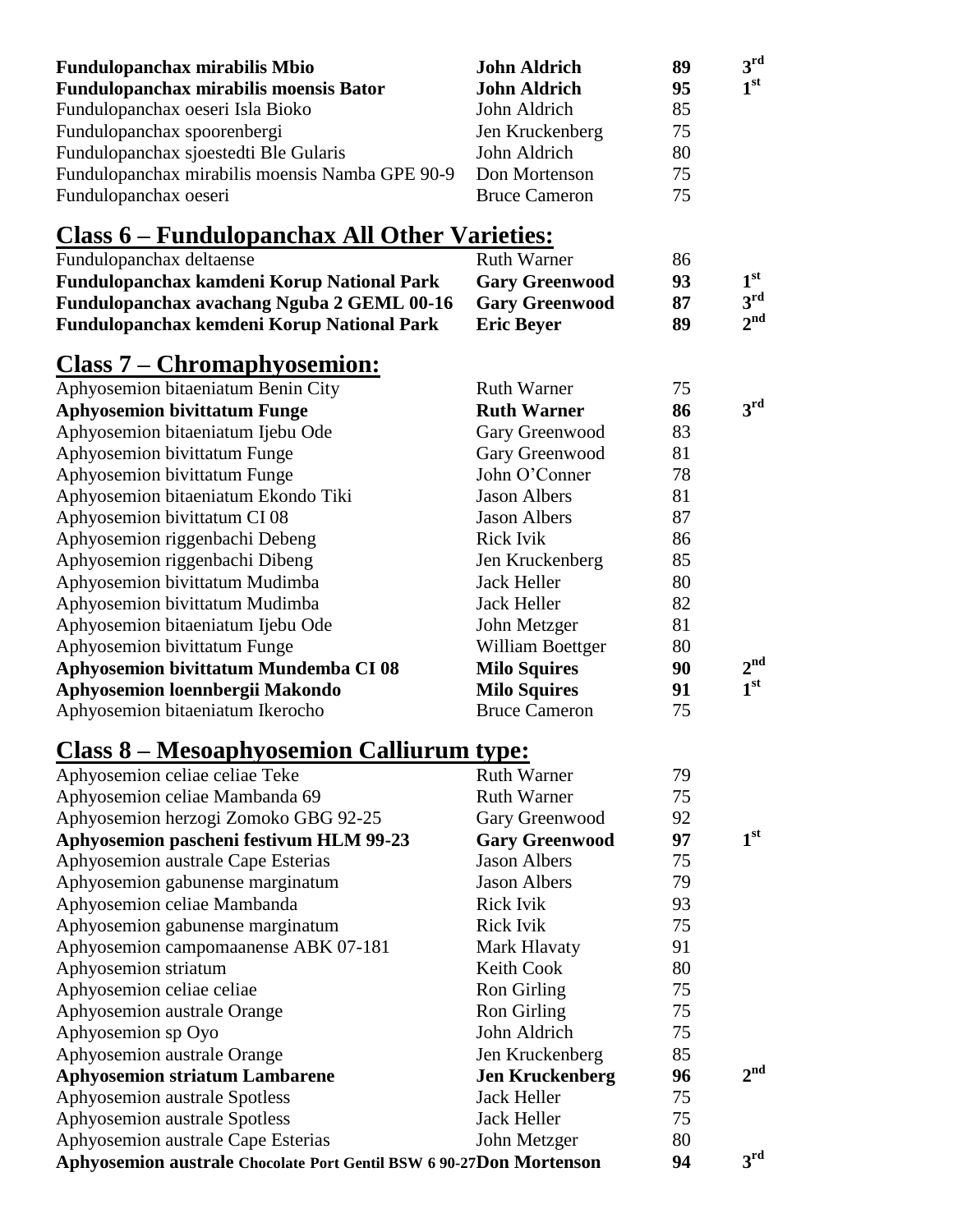| | | | |
|---|---|---|---|
| **Fundulopanchax mirabilis Mbio** | **John Aldrich** | **89** | **3rd** |
| **Fundulopanchax mirabilis moensis Bator** | **John Aldrich** | **95** | **1st** |
| Fundulopanchax oeseri Isla Bioko | John Aldrich | 85 | |
| Fundulopanchax spoorenbergi | Jen Kruckenberg | 75 | |
| Fundulopanchax sjoestedti Ble Gularis | John Aldrich | 80 | |
| Fundulopanchax mirabilis moensis Namba GPE 90-9 | Don Mortenson | 75 | |
| Fundulopanchax oeseri | Bruce Cameron | 75 | |

## Class 6 – Fundulopanchax All Other Varieties:

| | | | |
|---|---|---|---|
| Fundulopanchax deltaense | Ruth Warner | 86 | |
| **Fundulopanchax kamdeni Korup National Park** | **Gary Greenwood** | **93** | **1st** |
| **Fundulopanchax avachang Nguba 2 GEML 00-16** | **Gary Greenwood** | **87** | **3rd** |
| **Fundulopanchax kemdeni Korup National Park** | **Eric Beyer** | **89** | **2nd** |

## Class 7 – Chromaphyosemion:

| | | | |
|---|---|---|---|
| Aphyosemion bitaeniatum Benin City | Ruth Warner | 75 | |
| **Aphyosemion bivittatum Funge** | **Ruth Warner** | **86** | **3rd** |
| Aphyosemion bitaeniatum Ijebu Ode | Gary Greenwood | 83 | |
| Aphyosemion bivittatum Funge | Gary Greenwood | 81 | |
| Aphyosemion bivittatum Funge | John O'Conner | 78 | |
| Aphyosemion bitaeniatum Ekondo Tiki | Jason Albers | 81 | |
| Aphyosemion bivittatum CI 08 | Jason Albers | 87 | |
| Aphyosemion riggenbachi Debeng | Rick Ivik | 86 | |
| Aphyosemion riggenbachi Dibeng | Jen Kruckenberg | 85 | |
| Aphyosemion bivittatum Mudimba | Jack Heller | 80 | |
| Aphyosemion bivittatum Mudimba | Jack Heller | 82 | |
| Aphyosemion bitaeniatum Ijebu Ode | John Metzger | 81 | |
| Aphyosemion bivittatum Funge | William Boettger | 80 | |
| **Aphyosemion bivittatum Mundemba CI 08** | **Milo Squires** | **90** | **2nd** |
| **Aphyosemion loennbergii Makondo** | **Milo Squires** | **91** | **1st** |
| Aphyosemion bitaeniatum Ikerocho | Bruce Cameron | 75 | |

## Class 8 – Mesoaphyosemion Calliurum type:

| | | | |
|---|---|---|---|
| Aphyosemion celiae celiae Teke | Ruth Warner | 79 | |
| Aphyosemion celiae Mambanda 69 | Ruth Warner | 75 | |
| Aphyosemion herzogi Zomoko GBG 92-25 | Gary Greenwood | 92 | |
| **Aphyosemion pascheni festivum HLM 99-23** | **Gary Greenwood** | **97** | **1st** |
| Aphyosemion australe Cape Esterias | Jason Albers | 75 | |
| Aphyosemion gabunense marginatum | Jason Albers | 79 | |
| Aphyosemion celiae Mambanda | Rick Ivik | 93 | |
| Aphyosemion gabunense marginatum | Rick Ivik | 75 | |
| Aphyosemion campomaanense ABK 07-181 | Mark Hlavaty | 91 | |
| Aphyosemion striatum | Keith Cook | 80 | |
| Aphyosemion celiae celiae | Ron Girling | 75 | |
| Aphyosemion australe Orange | Ron Girling | 75 | |
| Aphyosemion sp Oyo | John Aldrich | 75 | |
| Aphyosemion australe Orange | Jen Kruckenberg | 85 | |
| **Aphyosemion striatum Lambarene** | **Jen Kruckenberg** | **96** | **2nd** |
| Aphyosemion australe Spotless | Jack Heller | 75 | |
| Aphyosemion australe Spotless | Jack Heller | 75 | |
| Aphyosemion australe Cape Esterias | John Metzger | 80 | |
| **Aphyosemion australe Chocolate Port Gentil BSW 6 90-27** | **Don Mortenson** | **94** | **3rd** |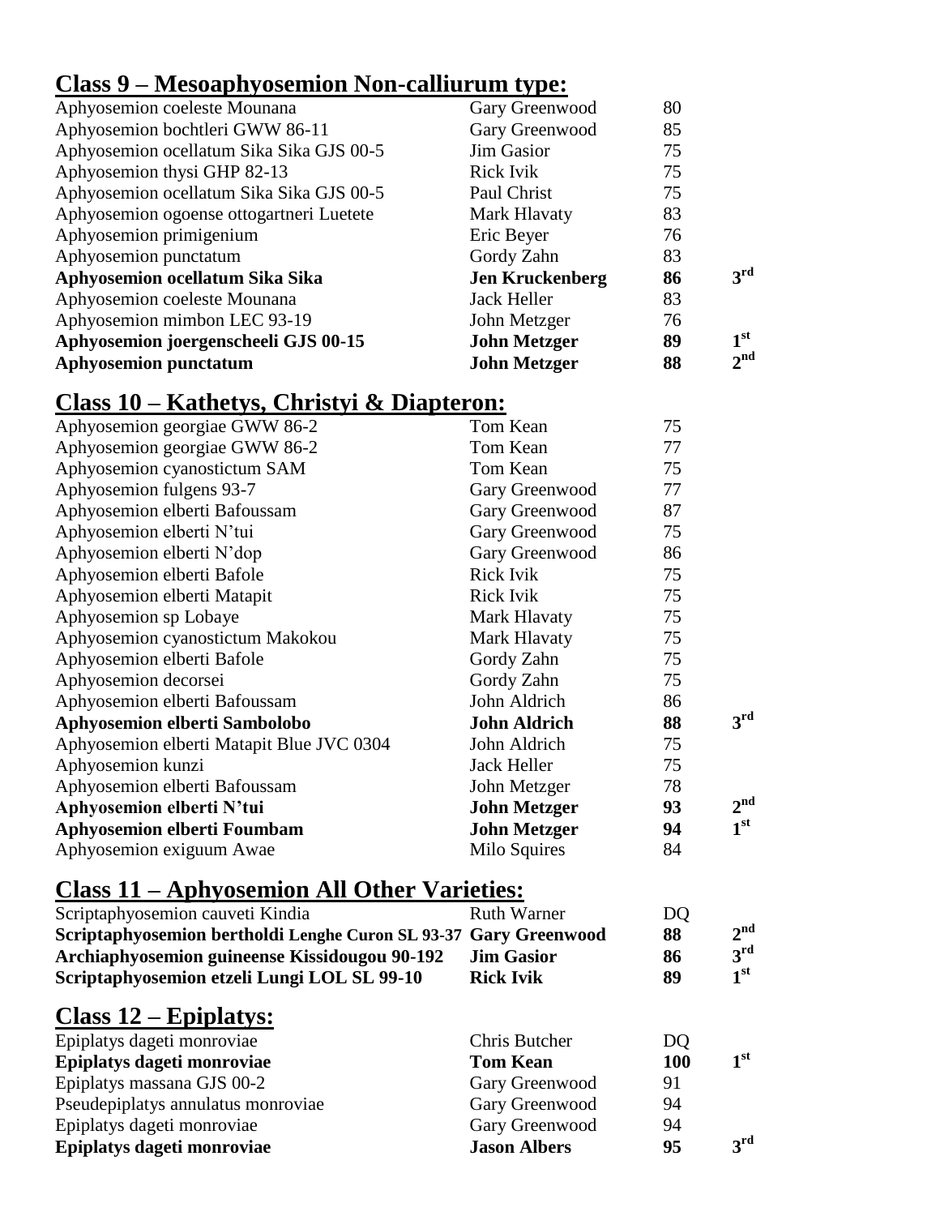## Class 9 – Mesoaphyosemion Non-calliurum type:

| | | | |
|---|---|---|---|
| Aphyosemion coeleste Mounana | Gary Greenwood | 80 | |
| Aphyosemion bochtleri GWW 86-11 | Gary Greenwood | 85 | |
| Aphyosemion ocellatum Sika Sika GJS 00-5 | Jim Gasior | 75 | |
| Aphyosemion thysi GHP 82-13 | Rick Ivik | 75 | |
| Aphyosemion ocellatum Sika Sika GJS 00-5 | Paul Christ | 75 | |
| Aphyosemion ogoense ottogartneri Luetete | Mark Hlavaty | 83 | |
| Aphyosemion primigenium | Eric Beyer | 76 | |
| Aphyosemion punctatum | Gordy Zahn | 83 | |
| **Aphyosemion ocellatum Sika Sika** | **Jen Kruckenberg** | **86** | **3rd** |
| Aphyosemion coeleste Mounana | Jack Heller | 83 | |
| Aphyosemion mimbon LEC 93-19 | John Metzger | 76 | |
| **Aphyosemion joergenscheeli GJS 00-15** | **John Metzger** | **89** | **1st** |
| **Aphyosemion punctatum** | **John Metzger** | **88** | **2nd** |

## Class 10 – Kathetys, Christyi & Diapteron:

| | | | |
|---|---|---|---|
| Aphyosemion georgiae GWW 86-2 | Tom Kean | 75 | |
| Aphyosemion georgiae GWW 86-2 | Tom Kean | 77 | |
| Aphyosemion cyanostictum SAM | Tom Kean | 75 | |
| Aphyosemion fulgens 93-7 | Gary Greenwood | 77 | |
| Aphyosemion elberti Bafoussam | Gary Greenwood | 87 | |
| Aphyosemion elberti N'tui | Gary Greenwood | 75 | |
| Aphyosemion elberti N'dop | Gary Greenwood | 86 | |
| Aphyosemion elberti Bafole | Rick Ivik | 75 | |
| Aphyosemion elberti Matapit | Rick Ivik | 75 | |
| Aphyosemion sp Lobaye | Mark Hlavaty | 75 | |
| Aphyosemion cyanostictum Makokou | Mark Hlavaty | 75 | |
| Aphyosemion elberti Bafole | Gordy Zahn | 75 | |
| Aphyosemion decorsei | Gordy Zahn | 75 | |
| Aphyosemion elberti Bafoussam | John Aldrich | 86 | |
| **Aphyosemion elberti Sambolobo** | **John Aldrich** | **88** | **3rd** |
| Aphyosemion elberti Matapit Blue JVC 0304 | John Aldrich | 75 | |
| Aphyosemion kunzi | Jack Heller | 75 | |
| Aphyosemion elberti Bafoussam | John Metzger | 78 | |
| **Aphyosemion elberti N'tui** | **John Metzger** | **93** | **2nd** |
| **Aphyosemion elberti Foumbam** | **John Metzger** | **94** | **1st** |
| Aphyosemion exiguum Awae | Milo Squires | 84 | |

## Class 11 – Aphyosemion All Other Varieties:

| | | | |
|---|---|---|---|
| Scriptaphyosemion cauveti Kindia | Ruth Warner | DQ | |
| **Scriptaphyosemion bertholdi Lenghe Curon SL 93-37** | **Gary Greenwood** | **88** | **2nd** |
| **Archiaphyosemion guineense Kissidougou 90-192** | **Jim Gasior** | **86** | **3rd** |
| **Scriptaphyosemion etzeli Lungi LOL SL 99-10** | **Rick Ivik** | **89** | **1st** |

## Class 12 – Epiplatys:

| | | | |
|---|---|---|---|
| Epiplatys dageti monroviae | Chris Butcher | DQ | |
| **Epiplatys dageti monroviae** | **Tom Kean** | **100** | **1st** |
| Epiplatys massana GJS 00-2 | Gary Greenwood | 91 | |
| Pseudepiplatys annulatus monroviae | Gary Greenwood | 94 | |
| Epiplatys dageti monroviae | Gary Greenwood | 94 | |
| **Epiplatys dageti monroviae** | **Jason Albers** | **95** | **3rd** |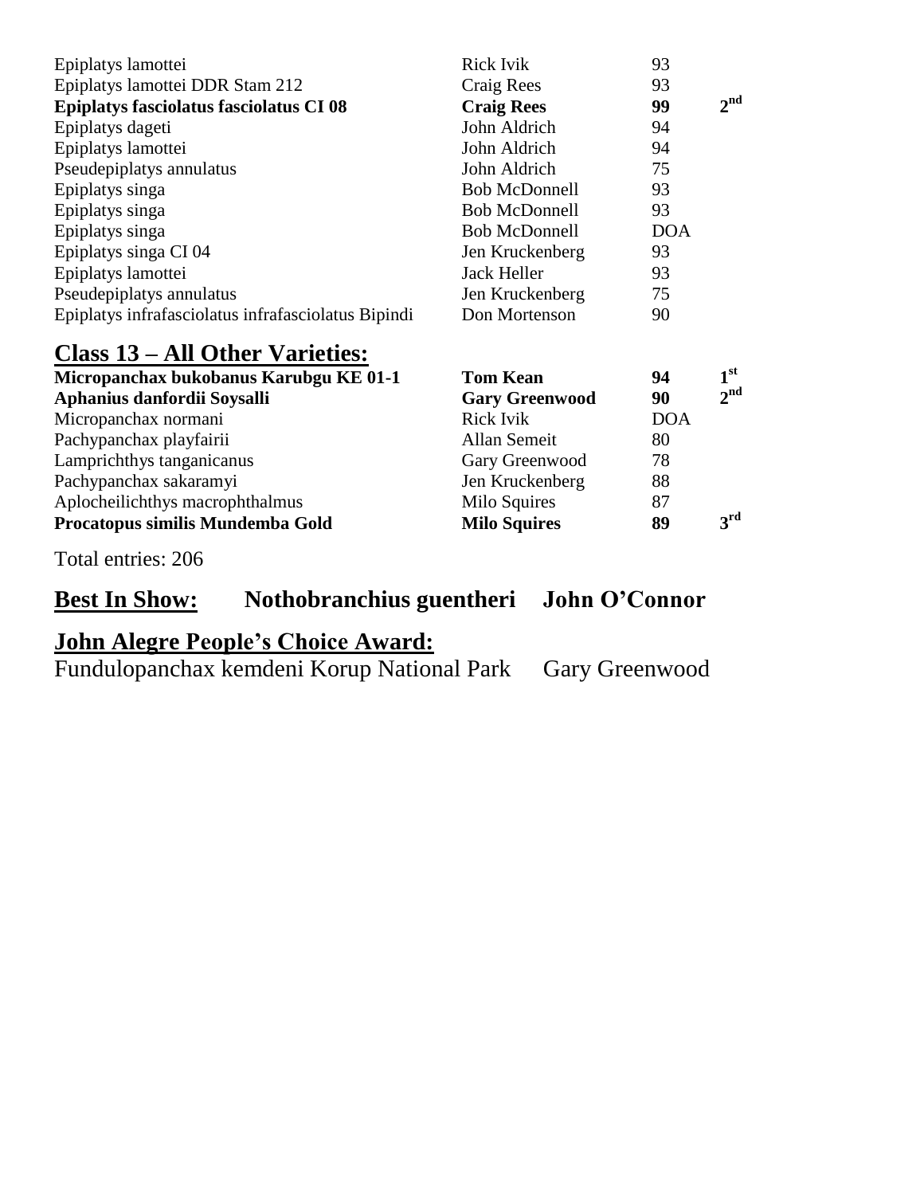| | | | |
|---|---|---|---|
| Epiplatys lamottei | Rick Ivik | 93 | |
| Epiplatys lamottei DDR Stam 212 | Craig Rees | 93 | |
| **Epiplatys fasciolatus fasciolatus CI 08** | **Craig Rees** | **99** | **2nd** |
| Epiplatys dageti | John Aldrich | 94 | |
| Epiplatys lamottei | John Aldrich | 94 | |
| Pseudepiplatys annulatus | John Aldrich | 75 | |
| Epiplatys singa | Bob McDonnell | 93 | |
| Epiplatys singa | Bob McDonnell | 93 | |
| Epiplatys singa | Bob McDonnell | DOA | |
| Epiplatys singa CI 04 | Jen Kruckenberg | 93 | |
| Epiplatys lamottei | Jack Heller | 93 | |
| Pseudepiplatys annulatus | Jen Kruckenberg | 75 | |
| Epiplatys infrafasciolatus infrafasciolatus Bipindi | Don Mortenson | 90 | |

## Class 13 – All Other Varieties:

| | | | |
|---|---|---|---|
| **Micropanchax bukobanus Karubgu KE 01-1** | **Tom Kean** | **94** | **1st** |
| **Aphanius danfordii Soysalli** | **Gary Greenwood** | **90** | **2nd** |
| Micropanchax normani | Rick Ivik | DOA | |
| Pachypanchax playfairii | Allan Semeit | 80 | |
| Lamprichthys tanganicanus | Gary Greenwood | 78 | |
| Pachypanchax sakaramyi | Jen Kruckenberg | 88 | |
| Aplocheilichthys macrophthalmus | Milo Squires | 87 | |
| **Procatopus similis Mundemba Gold** | **Milo Squires** | **89** | **3rd** |

Total entries: 206

## Best In Show: Nothobranchius guentheri John O'Connor

## John Alegre People's Choice Award:

Fundulopanchax kemdeni Korup National Park Gary Greenwood